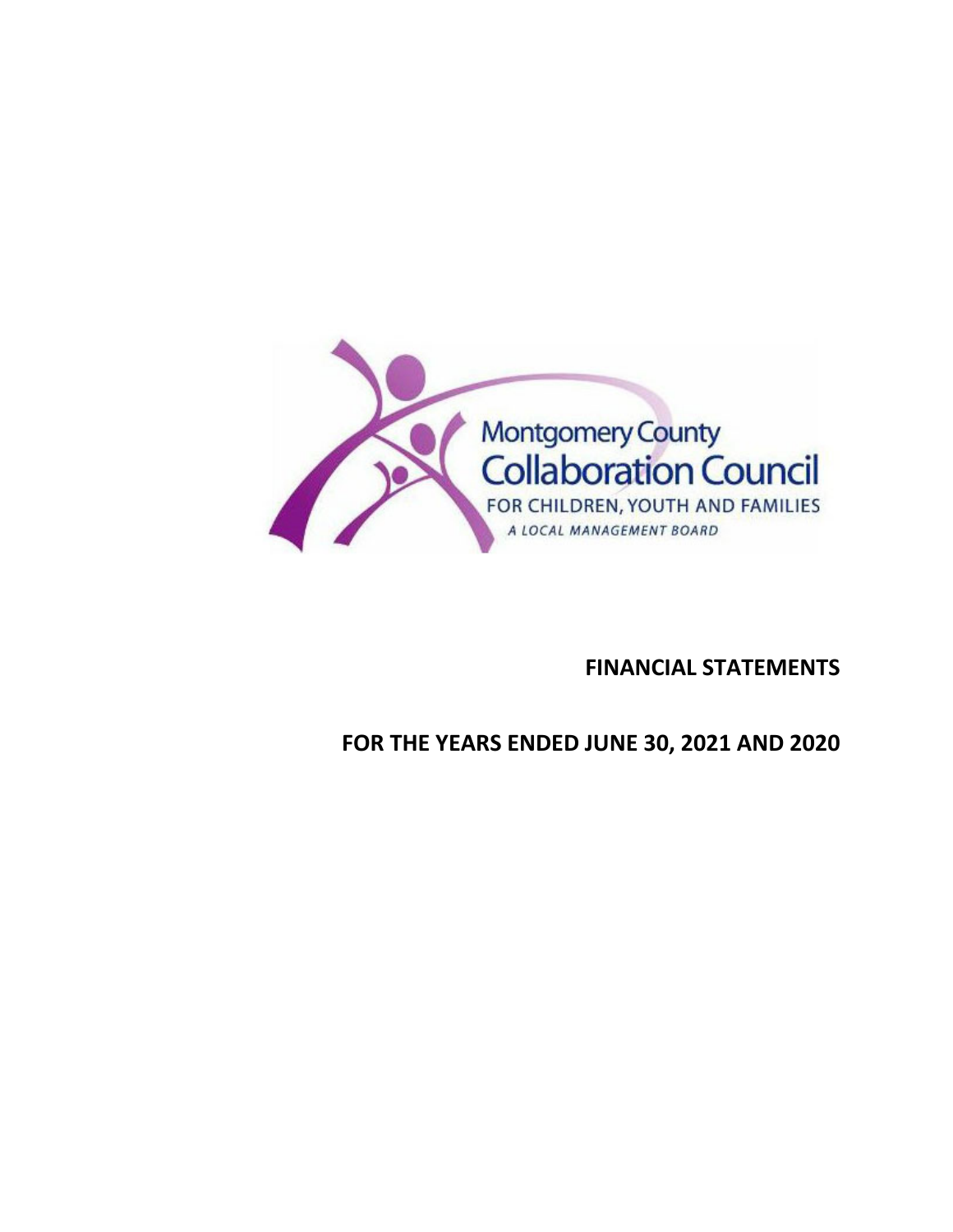Montgomery County Collaboration Council

FOR CHILDREN, YOUTH AND FAMILIES

*A LOCAL MANAGEMENT BOARD*

# FINANCIAL STATEMENTS

# FOR THE YEARS ENDED JUNE 30, 2021 AND 2020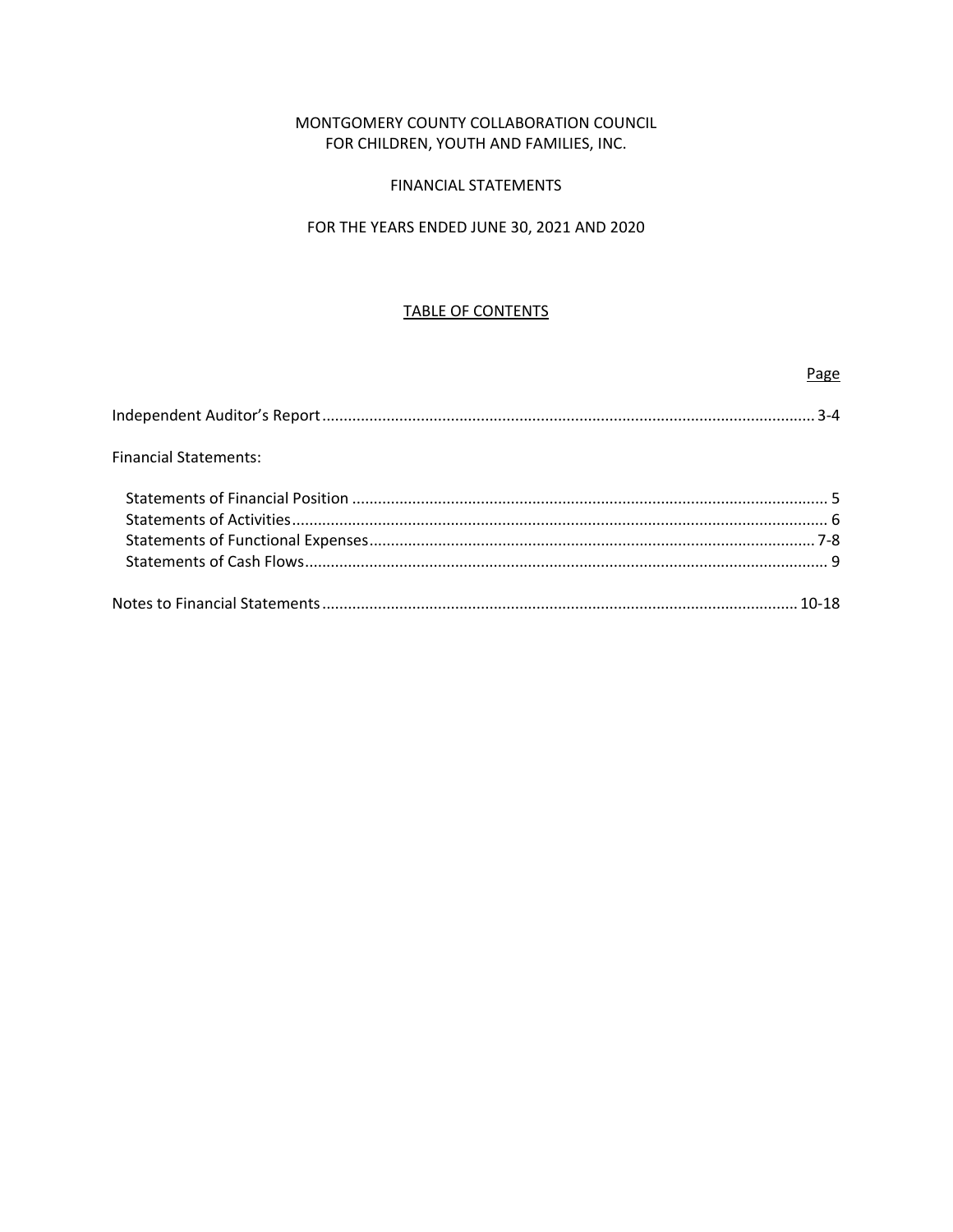MONTGOMERY COUNTY COLLABORATION COUNCIL
FOR CHILDREN, YOUTH AND FAMILIES, INC.

FINANCIAL STATEMENTS

FOR THE YEARS ENDED JUNE 30, 2021 AND 2020

## TABLE OF CONTENTS

| | Page |
|---|---|
| Independent Auditor's Report | 3-4 |
| Financial Statements: | |
| Statements of Financial Position | 5 |
| Statements of Activities | 6 |
| Statements of Functional Expenses | 7-8 |
| Statements of Cash Flows | 9 |
| Notes to Financial Statements | 10-18 |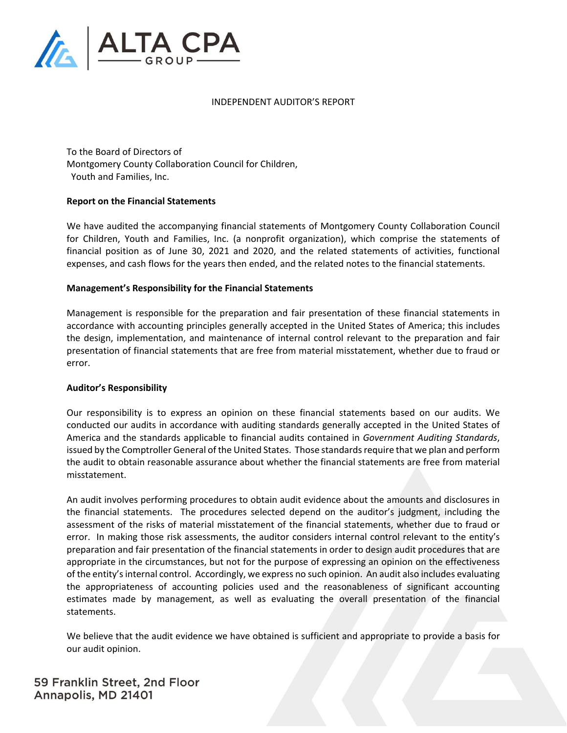ALTA CPA GROUP

INDEPENDENT AUDITOR'S REPORT

To the Board of Directors of
Montgomery County Collaboration Council for Children,
Youth and Families, Inc.

**Report on the Financial Statements**

We have audited the accompanying financial statements of Montgomery County Collaboration Council for Children, Youth and Families, Inc. (a nonprofit organization), which comprise the statements of financial position as of June 30, 2021 and 2020, and the related statements of activities, functional expenses, and cash flows for the years then ended, and the related notes to the financial statements.

**Management's Responsibility for the Financial Statements**

Management is responsible for the preparation and fair presentation of these financial statements in accordance with accounting principles generally accepted in the United States of America; this includes the design, implementation, and maintenance of internal control relevant to the preparation and fair presentation of financial statements that are free from material misstatement, whether due to fraud or error.

**Auditor's Responsibility**

Our responsibility is to express an opinion on these financial statements based on our audits. We conducted our audits in accordance with auditing standards generally accepted in the United States of America and the standards applicable to financial audits contained in *Government Auditing Standards*, issued by the Comptroller General of the United States. Those standards require that we plan and perform the audit to obtain reasonable assurance about whether the financial statements are free from material misstatement.

An audit involves performing procedures to obtain audit evidence about the amounts and disclosures in the financial statements. The procedures selected depend on the auditor's judgment, including the assessment of the risks of material misstatement of the financial statements, whether due to fraud or error. In making those risk assessments, the auditor considers internal control relevant to the entity's preparation and fair presentation of the financial statements in order to design audit procedures that are appropriate in the circumstances, but not for the purpose of expressing an opinion on the effectiveness of the entity's internal control. Accordingly, we express no such opinion. An audit also includes evaluating the appropriateness of accounting policies used and the reasonableness of significant accounting estimates made by management, as well as evaluating the overall presentation of the financial statements.

We believe that the audit evidence we have obtained is sufficient and appropriate to provide a basis for our audit opinion.

59 Franklin Street, 2nd Floor
Annapolis, MD 21401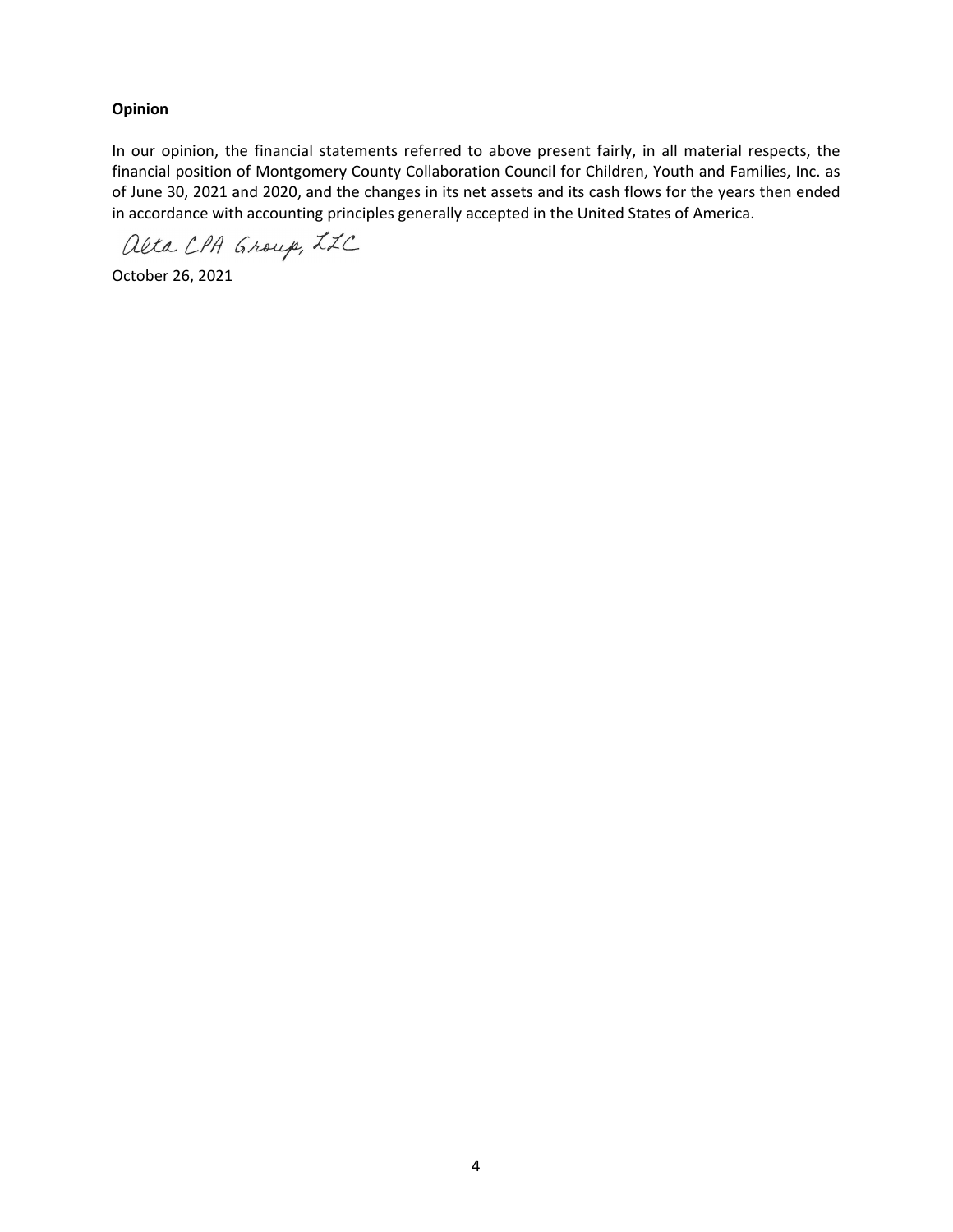**Opinion**

In our opinion, the financial statements referred to above present fairly, in all material respects, the financial position of Montgomery County Collaboration Council for Children, Youth and Families, Inc. as of June 30, 2021 and 2020, and the changes in its net assets and its cash flows for the years then ended in accordance with accounting principles generally accepted in the United States of America.

Alta CPA Group, LLC

October 26, 2021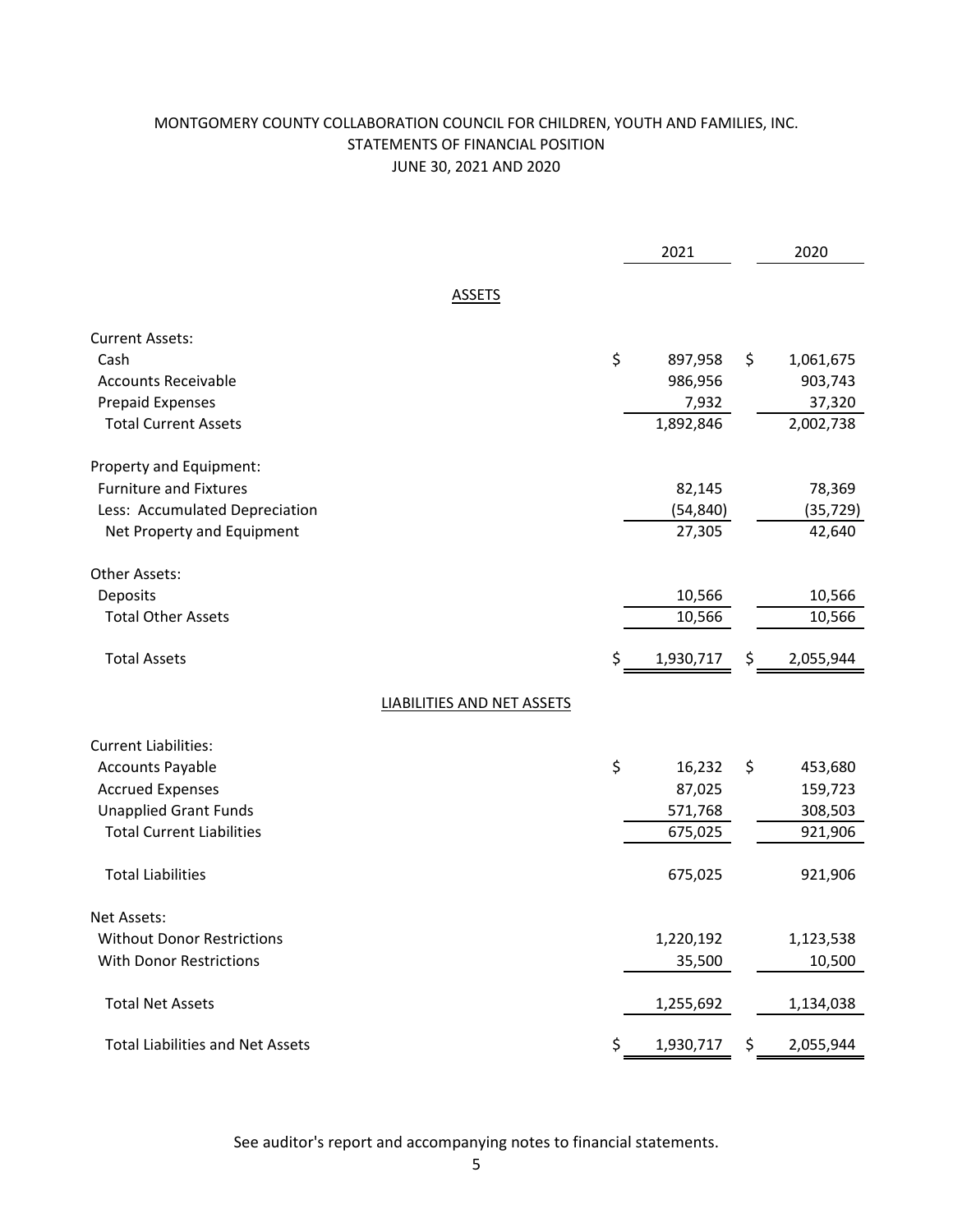# MONTGOMERY COUNTY COLLABORATION COUNCIL FOR CHILDREN, YOUTH AND FAMILIES, INC.

## STATEMENTS OF FINANCIAL POSITION

### JUNE 30, 2021 AND 2020

| | 2021 | 2020 |
|---|---|---|
| **ASSETS** | | |
| Current Assets: | | |
| Cash | $ 897,958 | $ 1,061,675 |
| Accounts Receivable | 986,956 | 903,743 |
| Prepaid Expenses | 7,932 | 37,320 |
| Total Current Assets | 1,892,846 | 2,002,738 |
| Property and Equipment: | | |
| Furniture and Fixtures | 82,145 | 78,369 |
| Less: Accumulated Depreciation | (54,840) | (35,729) |
| Net Property and Equipment | 27,305 | 42,640 |
| Other Assets: | | |
| Deposits | 10,566 | 10,566 |
| Total Other Assets | 10,566 | 10,566 |
| Total Assets | $ 1,930,717 | $ 2,055,944 |
| **LIABILITIES AND NET ASSETS** | | |
| Current Liabilities: | | |
| Accounts Payable | $ 16,232 | $ 453,680 |
| Accrued Expenses | 87,025 | 159,723 |
| Unapplied Grant Funds | 571,768 | 308,503 |
| Total Current Liabilities | 675,025 | 921,906 |
| Total Liabilities | 675,025 | 921,906 |
| Net Assets: | | |
| Without Donor Restrictions | 1,220,192 | 1,123,538 |
| With Donor Restrictions | 35,500 | 10,500 |
| Total Net Assets | 1,255,692 | 1,134,038 |
| Total Liabilities and Net Assets | $ 1,930,717 | $ 2,055,944 |

See auditor's report and accompanying notes to financial statements.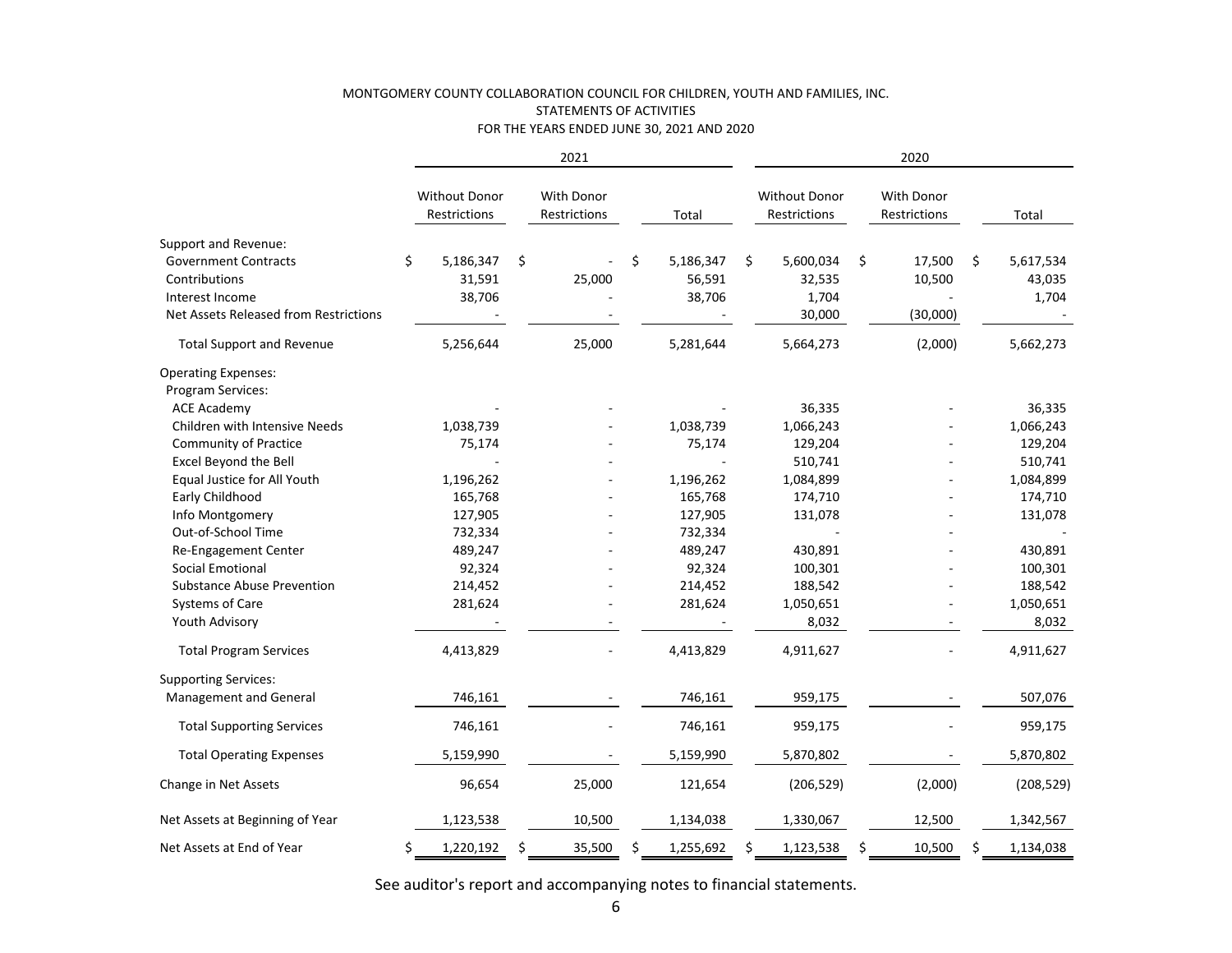MONTGOMERY COUNTY COLLABORATION COUNCIL FOR CHILDREN, YOUTH AND FAMILIES, INC.
STATEMENTS OF ACTIVITIES
FOR THE YEARS ENDED JUNE 30, 2021 AND 2020

| | 2021 | | | 2020 | | |
|---|---|---|---|---|---|---|
| | Without Donor Restrictions | With Donor Restrictions | Total | Without Donor Restrictions | With Donor Restrictions | Total |
| Support and Revenue: | | | | | | |
| Government Contracts | $ 5,186,347 | $ - | $ 5,186,347 | $ 5,600,034 | $ 17,500 | $ 5,617,534 |
| Contributions | 31,591 | 25,000 | 56,591 | 32,535 | 10,500 | 43,035 |
| Interest Income | 38,706 | - | 38,706 | 1,704 | - | 1,704 |
| Net Assets Released from Restrictions | - | - | - | 30,000 | (30,000) | - |
| Total Support and Revenue | 5,256,644 | 25,000 | 5,281,644 | 5,664,273 | (2,000) | 5,662,273 |
| Operating Expenses: | | | | | | |
| Program Services: | | | | | | |
| ACE Academy | - | - | - | 36,335 | - | 36,335 |
| Children with Intensive Needs | 1,038,739 | - | 1,038,739 | 1,066,243 | - | 1,066,243 |
| Community of Practice | 75,174 | - | 75,174 | 129,204 | - | 129,204 |
| Excel Beyond the Bell | - | - | - | 510,741 | - | 510,741 |
| Equal Justice for All Youth | 1,196,262 | - | 1,196,262 | 1,084,899 | - | 1,084,899 |
| Early Childhood | 165,768 | - | 165,768 | 174,710 | - | 174,710 |
| Info Montgomery | 127,905 | - | 127,905 | 131,078 | - | 131,078 |
| Out-of-School Time | 732,334 | - | 732,334 | - | - | - |
| Re-Engagement Center | 489,247 | - | 489,247 | 430,891 | - | 430,891 |
| Social Emotional | 92,324 | - | 92,324 | 100,301 | - | 100,301 |
| Substance Abuse Prevention | 214,452 | - | 214,452 | 188,542 | - | 188,542 |
| Systems of Care | 281,624 | - | 281,624 | 1,050,651 | - | 1,050,651 |
| Youth Advisory | - | - | - | 8,032 | - | 8,032 |
| Total Program Services | 4,413,829 | - | 4,413,829 | 4,911,627 | - | 4,911,627 |
| Supporting Services: | | | | | | |
| Management and General | 746,161 | - | 746,161 | 959,175 | - | 507,076 |
| Total Supporting Services | 746,161 | - | 746,161 | 959,175 | - | 959,175 |
| Total Operating Expenses | 5,159,990 | - | 5,159,990 | 5,870,802 | - | 5,870,802 |
| Change in Net Assets | 96,654 | 25,000 | 121,654 | (206,529) | (2,000) | (208,529) |
| Net Assets at Beginning of Year | 1,123,538 | 10,500 | 1,134,038 | 1,330,067 | 12,500 | 1,342,567 |
| Net Assets at End of Year | $ 1,220,192 | $ 35,500 | $ 1,255,692 | $ 1,123,538 | $ 10,500 | $ 1,134,038 |

See auditor's report and accompanying notes to financial statements.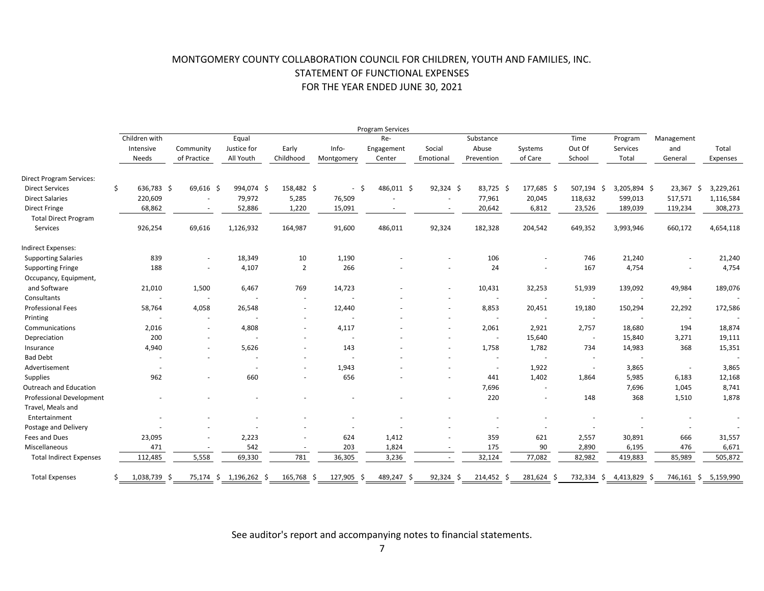# MONTGOMERY COUNTY COLLABORATION COUNCIL FOR CHILDREN, YOUTH AND FAMILIES, INC.
## STATEMENT OF FUNCTIONAL EXPENSES
### FOR THE YEAR ENDED JUNE 30, 2021

| | Program Services | | | | | | | | | | | | |
|---|---|---|---|---|---|---|---|---|---|---|---|---|---|
| | Children with Intensive Needs | Community of Practice | Equal Justice for All Youth | Early Childhood | Info-Montgomery | Re-Engagement Center | Social Emotional | Substance Abuse Prevention | Systems of Care | Time Out Of School | Program Services Total | Management and General | Total Expenses |
| **Direct Program Services:** | | | | | | | | | | | | | |
| Direct Services | $ 636,783 | $ 69,616 | $ 994,074 | $ 158,482 | $ - | $ 486,011 | $ 92,324 | $ 83,725 | $ 177,685 | $ 507,194 | $ 3,205,894 | $ 23,367 | $ 3,229,261 |
| Direct Salaries | 220,609 | - | 79,972 | 5,285 | 76,509 | - | - | 77,961 | 20,045 | 118,632 | 599,013 | 517,571 | 1,116,584 |
| Direct Fringe | 68,862 | - | 52,886 | 1,220 | 15,091 | - | - | 20,642 | 6,812 | 23,526 | 189,039 | 119,234 | 308,273 |
| Total Direct Program Services | 926,254 | 69,616 | 1,126,932 | 164,987 | 91,600 | 486,011 | 92,324 | 182,328 | 204,542 | 649,352 | 3,993,946 | 660,172 | 4,654,118 |
| **Indirect Expenses:** | | | | | | | | | | | | | |
| Supporting Salaries | 839 | - | 18,349 | 10 | 1,190 | - | - | 106 | - | 746 | 21,240 | - | 21,240 |
| Supporting Fringe | 188 | - | 4,107 | 2 | 266 | - | - | 24 | - | 167 | 4,754 | - | 4,754 |
| Occupancy, Equipment, and Software | 21,010 | 1,500 | 6,467 | 769 | 14,723 | - | - | 10,431 | 32,253 | 51,939 | 139,092 | 49,984 | 189,076 |
| Consultants | - | - | - | - | - | - | - | - | - | - | - | - | - |
| Professional Fees | 58,764 | 4,058 | 26,548 | - | 12,440 | - | - | 8,853 | 20,451 | 19,180 | 150,294 | 22,292 | 172,586 |
| Printing | - | - | - | - | - | - | - | - | - | - | - | - | - |
| Communications | 2,016 | - | 4,808 | - | 4,117 | - | - | 2,061 | 2,921 | 2,757 | 18,680 | 194 | 18,874 |
| Depreciation | 200 | - | - | - | - | - | - | - | 15,640 | - | 15,840 | 3,271 | 19,111 |
| Insurance | 4,940 | - | 5,626 | - | 143 | - | - | 1,758 | 1,782 | 734 | 14,983 | 368 | 15,351 |
| Bad Debt | - | - | - | - | - | - | - | - | - | - | - | | - |
| Advertisement | - | | - | - | 1,943 | - | - | - | 1,922 | - | 3,865 | - | 3,865 |
| Supplies | 962 | - | 660 | - | 656 | - | - | 441 | 1,402 | 1,864 | 5,985 | 6,183 | 12,168 |
| Outreach and Education | | | | | | | | 7,696 | - | | 7,696 | 1,045 | 8,741 |
| Professional Development | - | - | - | - | - | - | - | 220 | - | 148 | 368 | 1,510 | 1,878 |
| Travel, Meals and Entertainment | - | - | - | - | - | - | - | - | - | - | - | - | - |
| Postage and Delivery | - | - | - | - | - | - | - | - | - | - | - | - | - |
| Fees and Dues | 23,095 | - | 2,223 | - | 624 | 1,412 | - | 359 | 621 | 2,557 | 30,891 | 666 | 31,557 |
| Miscellaneous | 471 | - | 542 | - | 203 | 1,824 | - | 175 | 90 | 2,890 | 6,195 | 476 | 6,671 |
| Total Indirect Expenses | 112,485 | 5,558 | 69,330 | 781 | 36,305 | 3,236 | - | 32,124 | 77,082 | 82,982 | 419,883 | 85,989 | 505,872 |
| Total Expenses | $ 1,038,739 | $ 75,174 | $ 1,196,262 | $ 165,768 | $ 127,905 | $ 489,247 | $ 92,324 | $ 214,452 | $ 281,624 | $ 732,334 | $ 4,413,829 | $ 746,161 | $ 5,159,990 |

See auditor's report and accompanying notes to financial statements.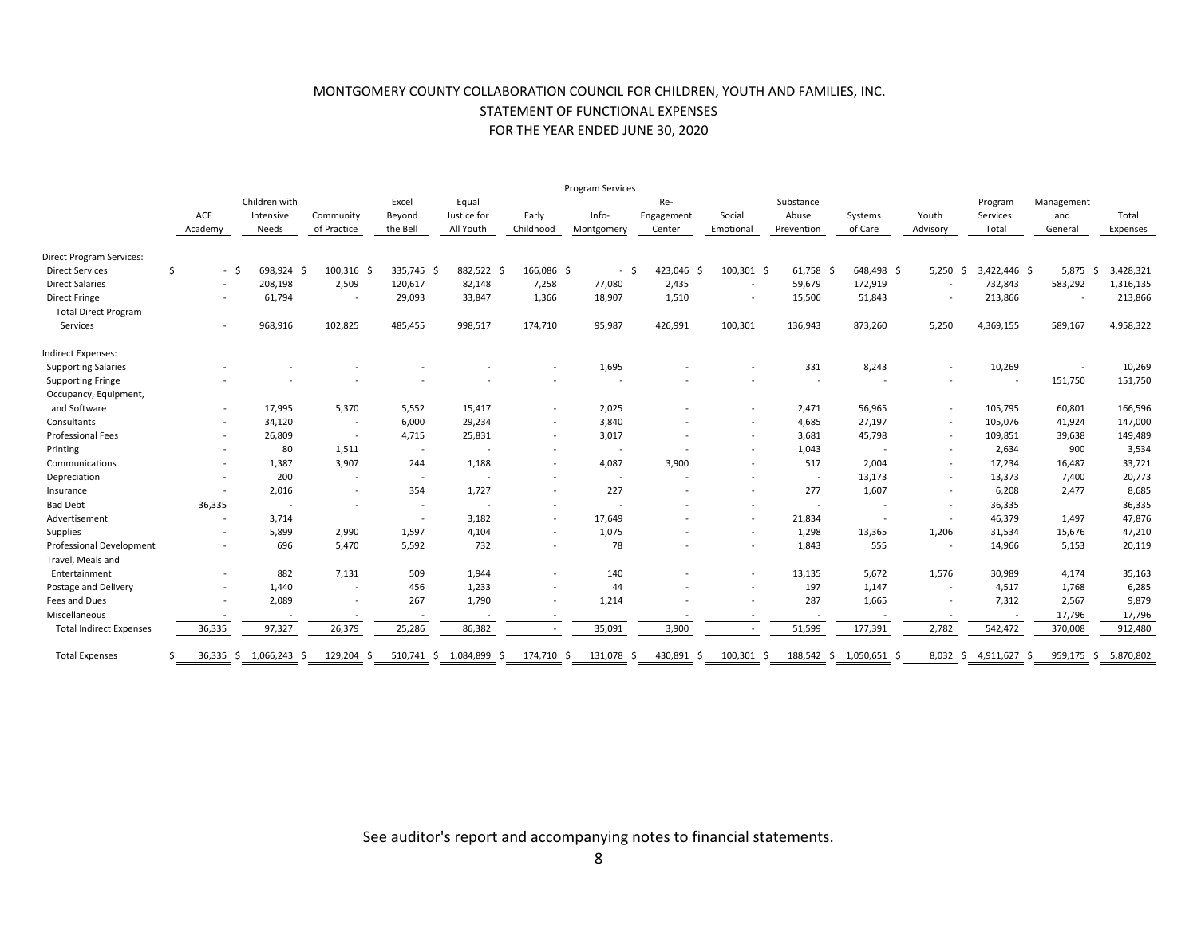# MONTGOMERY COUNTY COLLABORATION COUNCIL FOR CHILDREN, YOUTH AND FAMILIES, INC.
## STATEMENT OF FUNCTIONAL EXPENSES
### FOR THE YEAR ENDED JUNE 30, 2020

| | Program Services | | | | | | | | | | | | | | |
|---|---|---|---|---|---|---|---|---|---|---|---|---|---|---|---|
| | ACE Academy | Children with Intensive Needs | Community of Practice | Excel Beyond the Bell | Equal Justice for All Youth | Early Childhood | Info-Montgomery | Re-Engagement Center | Social Emotional | Substance Abuse Prevention | Systems of Care | Youth Advisory | Program Services Total | Management and General | Total Expenses |
| **Direct Program Services:** | | | | | | | | | | | | | | | |
| Direct Services | $ - | $ 698,924 | $ 100,316 | $ 335,745 | $ 882,522 | $ 166,086 | $ - | $ 423,046 | $ 100,301 | $ 61,758 | $ 648,498 | $ 5,250 | $ 3,422,446 | $ 5,875 | $ 3,428,321 |
| Direct Salaries | - | 208,198 | 2,509 | 120,617 | 82,148 | 7,258 | 77,080 | 2,435 | - | 59,679 | 172,919 | - | 732,843 | 583,292 | 1,316,135 |
| Direct Fringe | - | 61,794 | - | 29,093 | 33,847 | 1,366 | 18,907 | 1,510 | - | 15,506 | 51,843 | - | 213,866 | - | 213,866 |
| Total Direct Program Services | - | 968,916 | 102,825 | 485,455 | 998,517 | 174,710 | 95,987 | 426,991 | 100,301 | 136,943 | 873,260 | 5,250 | 4,369,155 | 589,167 | 4,958,322 |
| **Indirect Expenses:** | | | | | | | | | | | | | | | |
| Supporting Salaries | - | - | - | - | - | - | 1,695 | - | - | 331 | 8,243 | - | 10,269 | - | 10,269 |
| Supporting Fringe | - | - | - | - | - | - | - | - | - | - | - | - | - | 151,750 | 151,750 |
| Occupancy, Equipment, and Software | - | 17,995 | 5,370 | 5,552 | 15,417 | - | 2,025 | - | - | 2,471 | 56,965 | - | 105,795 | 60,801 | 166,596 |
| Consultants | - | 34,120 | - | 6,000 | 29,234 | - | 3,840 | - | - | 4,685 | 27,197 | - | 105,076 | 41,924 | 147,000 |
| Professional Fees | - | 26,809 | - | 4,715 | 25,831 | - | 3,017 | - | - | 3,681 | 45,798 | - | 109,851 | 39,638 | 149,489 |
| Printing | - | 80 | 1,511 | - | - | - | - | - | - | 1,043 | - | - | 2,634 | 900 | 3,534 |
| Communications | - | 1,387 | 3,907 | 244 | 1,188 | - | 4,087 | 3,900 | - | 517 | 2,004 | - | 17,234 | 16,487 | 33,721 |
| Depreciation | - | 200 | - | - | - | - | - | - | - | - | 13,173 | - | 13,373 | 7,400 | 20,773 |
| Insurance | - | 2,016 | - | 354 | 1,727 | - | 227 | - | - | 277 | 1,607 | - | 6,208 | 2,477 | 8,685 |
| Bad Debt | 36,335 | - | - | - | - | - | - | - | - | - | - | - | 36,335 | | 36,335 |
| Advertisement | - | 3,714 | | - | 3,182 | - | 17,649 | - | - | 21,834 | - | - | 46,379 | 1,497 | 47,876 |
| Supplies | - | 5,899 | 2,990 | 1,597 | 4,104 | - | 1,075 | - | - | 1,298 | 13,365 | 1,206 | 31,534 | 15,676 | 47,210 |
| Professional Development | - | 696 | 5,470 | 5,592 | 732 | - | 78 | - | - | 1,843 | 555 | - | 14,966 | 5,153 | 20,119 |
| Travel, Meals and Entertainment | - | 882 | 7,131 | 509 | 1,944 | - | 140 | - | - | 13,135 | 5,672 | 1,576 | 30,989 | 4,174 | 35,163 |
| Postage and Delivery | - | 1,440 | - | 456 | 1,233 | - | 44 | - | - | 197 | 1,147 | - | 4,517 | 1,768 | 6,285 |
| Fees and Dues | - | 2,089 | - | 267 | 1,790 | - | 1,214 | - | - | 287 | 1,665 | - | 7,312 | 2,567 | 9,879 |
| Miscellaneous | - | - | - | - | - | - | - | - | - | - | - | - | - | 17,796 | 17,796 |
| Total Indirect Expenses | 36,335 | 97,327 | 26,379 | 25,286 | 86,382 | - | 35,091 | 3,900 | - | 51,599 | 177,391 | 2,782 | 542,472 | 370,008 | 912,480 |
| Total Expenses | $ 36,335 | $ 1,066,243 | $ 129,204 | $ 510,741 | $ 1,084,899 | $ 174,710 | $ 131,078 | $ 430,891 | $ 100,301 | $ 188,542 | $ 1,050,651 | $ 8,032 | $ 4,911,627 | $ 959,175 | $ 5,870,802 |

See auditor's report and accompanying notes to financial statements.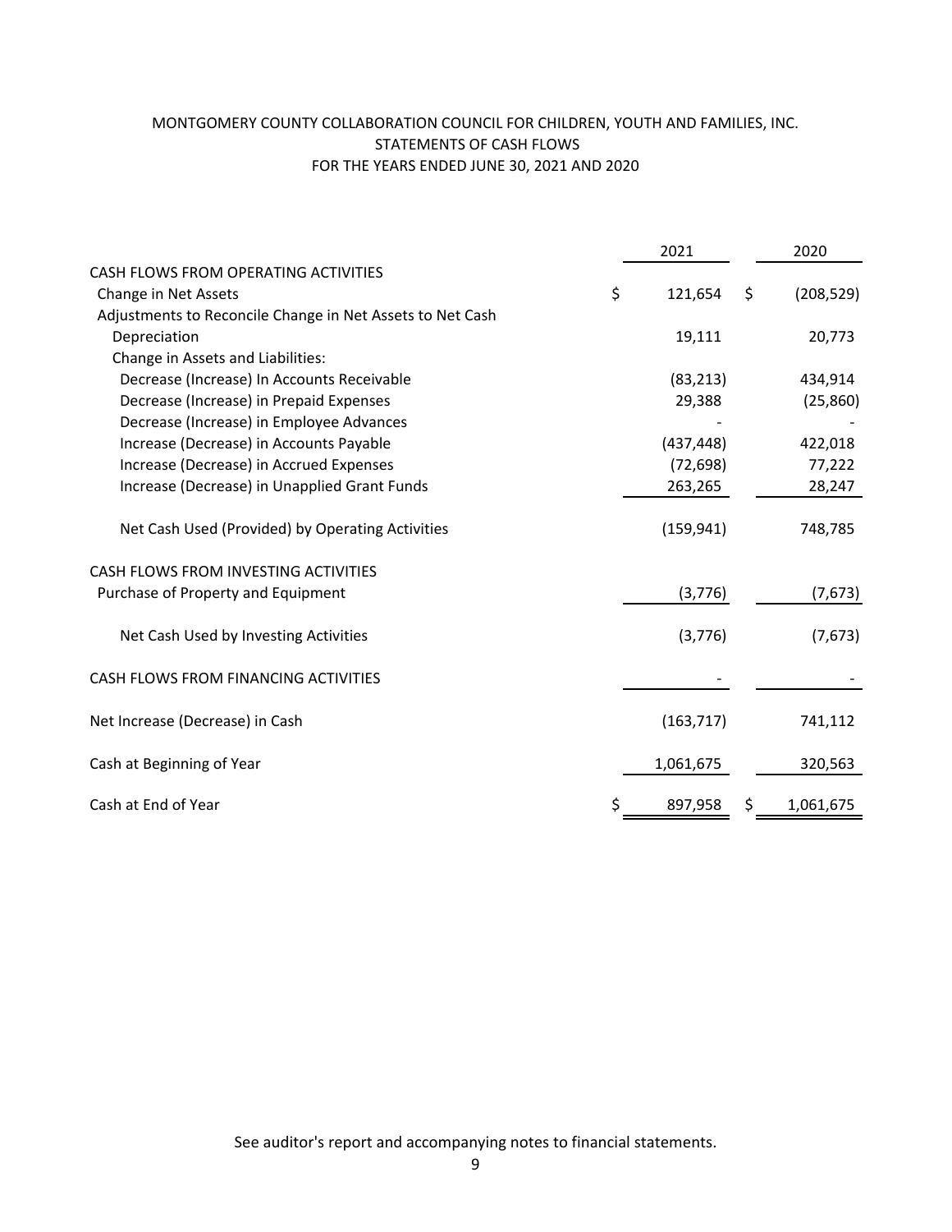# MONTGOMERY COUNTY COLLABORATION COUNCIL FOR CHILDREN, YOUTH AND FAMILIES, INC.
## STATEMENTS OF CASH FLOWS
### FOR THE YEARS ENDED JUNE 30, 2021 AND 2020

| | 2021 | 2020 |
|---|---|---|
| CASH FLOWS FROM OPERATING ACTIVITIES | | |
| Change in Net Assets | $ 121,654 | $ (208,529) |
| Adjustments to Reconcile Change in Net Assets to Net Cash | | |
| Depreciation | 19,111 | 20,773 |
| Change in Assets and Liabilities: | | |
| Decrease (Increase) In Accounts Receivable | (83,213) | 434,914 |
| Decrease (Increase) in Prepaid Expenses | 29,388 | (25,860) |
| Decrease (Increase) in Employee Advances | - | - |
| Increase (Decrease) in Accounts Payable | (437,448) | 422,018 |
| Increase (Decrease) in Accrued Expenses | (72,698) | 77,222 |
| Increase (Decrease) in Unapplied Grant Funds | 263,265 | 28,247 |
| Net Cash Used (Provided) by Operating Activities | (159,941) | 748,785 |
| CASH FLOWS FROM INVESTING ACTIVITIES | | |
| Purchase of Property and Equipment | (3,776) | (7,673) |
| Net Cash Used by Investing Activities | (3,776) | (7,673) |
| CASH FLOWS FROM FINANCING ACTIVITIES | - | - |
| Net Increase (Decrease) in Cash | (163,717) | 741,112 |
| Cash at Beginning of Year | 1,061,675 | 320,563 |
| Cash at End of Year | $ 897,958 | $ 1,061,675 |

See auditor's report and accompanying notes to financial statements.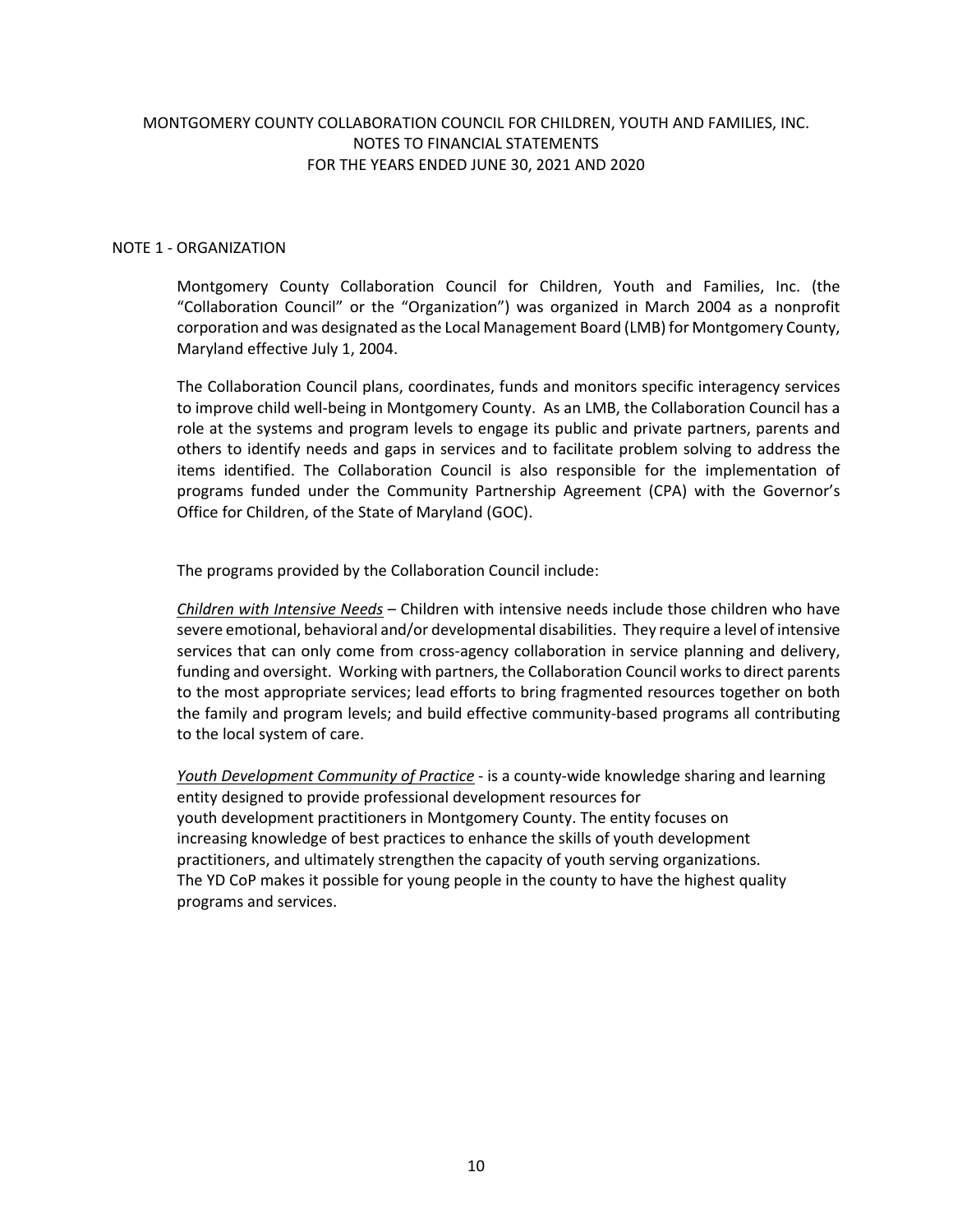MONTGOMERY COUNTY COLLABORATION COUNCIL FOR CHILDREN, YOUTH AND FAMILIES, INC.
NOTES TO FINANCIAL STATEMENTS
FOR THE YEARS ENDED JUNE 30, 2021 AND 2020

## NOTE 1 - ORGANIZATION

Montgomery County Collaboration Council for Children, Youth and Families, Inc. (the "Collaboration Council" or the "Organization") was organized in March 2004 as a nonprofit corporation and was designated as the Local Management Board (LMB) for Montgomery County, Maryland effective July 1, 2004.

The Collaboration Council plans, coordinates, funds and monitors specific interagency services to improve child well-being in Montgomery County. As an LMB, the Collaboration Council has a role at the systems and program levels to engage its public and private partners, parents and others to identify needs and gaps in services and to facilitate problem solving to address the items identified. The Collaboration Council is also responsible for the implementation of programs funded under the Community Partnership Agreement (CPA) with the Governor's Office for Children, of the State of Maryland (GOC).

The programs provided by the Collaboration Council include:

*Children with Intensive Needs* – Children with intensive needs include those children who have severe emotional, behavioral and/or developmental disabilities. They require a level of intensive services that can only come from cross-agency collaboration in service planning and delivery, funding and oversight. Working with partners, the Collaboration Council works to direct parents to the most appropriate services; lead efforts to bring fragmented resources together on both the family and program levels; and build effective community-based programs all contributing to the local system of care.

*Youth Development Community of Practice* - is a county-wide knowledge sharing and learning entity designed to provide professional development resources for youth development practitioners in Montgomery County. The entity focuses on increasing knowledge of best practices to enhance the skills of youth development practitioners, and ultimately strengthen the capacity of youth serving organizations. The YD CoP makes it possible for young people in the county to have the highest quality programs and services.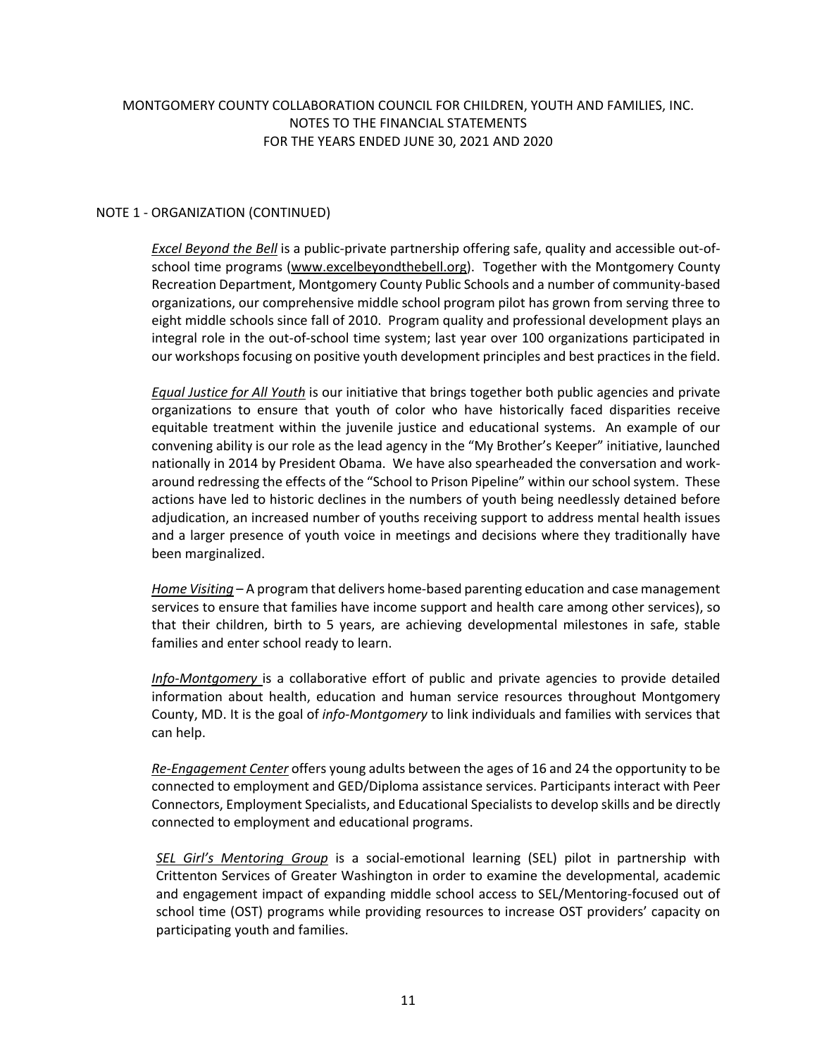MONTGOMERY COUNTY COLLABORATION COUNCIL FOR CHILDREN, YOUTH AND FAMILIES, INC.
NOTES TO THE FINANCIAL STATEMENTS
FOR THE YEARS ENDED JUNE 30, 2021 AND 2020

NOTE 1 - ORGANIZATION (CONTINUED)

*Excel Beyond the Bell* is a public-private partnership offering safe, quality and accessible out-of-school time programs (www.excelbeyondthebell.org). Together with the Montgomery County Recreation Department, Montgomery County Public Schools and a number of community-based organizations, our comprehensive middle school program pilot has grown from serving three to eight middle schools since fall of 2010. Program quality and professional development plays an integral role in the out-of-school time system; last year over 100 organizations participated in our workshops focusing on positive youth development principles and best practices in the field.

*Equal Justice for All Youth* is our initiative that brings together both public agencies and private organizations to ensure that youth of color who have historically faced disparities receive equitable treatment within the juvenile justice and educational systems. An example of our convening ability is our role as the lead agency in the "My Brother's Keeper" initiative, launched nationally in 2014 by President Obama. We have also spearheaded the conversation and work-around redressing the effects of the "School to Prison Pipeline" within our school system. These actions have led to historic declines in the numbers of youth being needlessly detained before adjudication, an increased number of youths receiving support to address mental health issues and a larger presence of youth voice in meetings and decisions where they traditionally have been marginalized.

*Home Visiting* – A program that delivers home-based parenting education and case management services to ensure that families have income support and health care among other services), so that their children, birth to 5 years, are achieving developmental milestones in safe, stable families and enter school ready to learn.

*Info-Montgomery* is a collaborative effort of public and private agencies to provide detailed information about health, education and human service resources throughout Montgomery County, MD. It is the goal of *info-Montgomery* to link individuals and families with services that can help.

*Re-Engagement Center* offers young adults between the ages of 16 and 24 the opportunity to be connected to employment and GED/Diploma assistance services. Participants interact with Peer Connectors, Employment Specialists, and Educational Specialists to develop skills and be directly connected to employment and educational programs.

*SEL Girl's Mentoring Group* is a social-emotional learning (SEL) pilot in partnership with Crittenton Services of Greater Washington in order to examine the developmental, academic and engagement impact of expanding middle school access to SEL/Mentoring-focused out of school time (OST) programs while providing resources to increase OST providers' capacity on participating youth and families.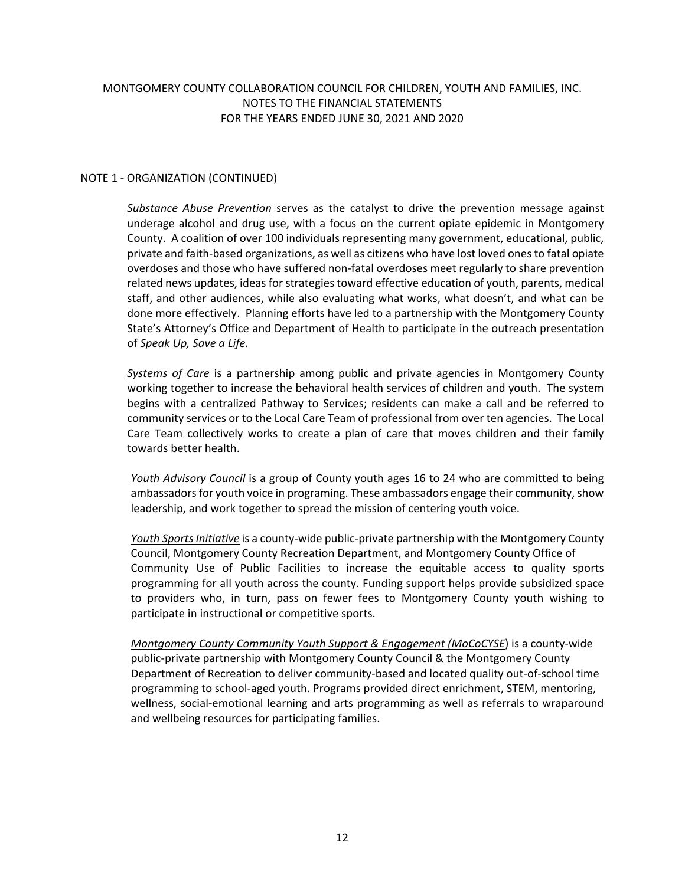NOTE 1 - ORGANIZATION (CONTINUED)

*Substance Abuse Prevention* serves as the catalyst to drive the prevention message against underage alcohol and drug use, with a focus on the current opiate epidemic in Montgomery County. A coalition of over 100 individuals representing many government, educational, public, private and faith-based organizations, as well as citizens who have lost loved ones to fatal opiate overdoses and those who have suffered non-fatal overdoses meet regularly to share prevention related news updates, ideas for strategies toward effective education of youth, parents, medical staff, and other audiences, while also evaluating what works, what doesn't, and what can be done more effectively. Planning efforts have led to a partnership with the Montgomery County State's Attorney's Office and Department of Health to participate in the outreach presentation of *Speak Up, Save a Life.*

*Systems of Care* is a partnership among public and private agencies in Montgomery County working together to increase the behavioral health services of children and youth. The system begins with a centralized Pathway to Services; residents can make a call and be referred to community services or to the Local Care Team of professional from over ten agencies. The Local Care Team collectively works to create a plan of care that moves children and their family towards better health.

*Youth Advisory Council* is a group of County youth ages 16 to 24 who are committed to being ambassadors for youth voice in programing. These ambassadors engage their community, show leadership, and work together to spread the mission of centering youth voice.

*Youth Sports Initiative* is a county-wide public-private partnership with the Montgomery County Council, Montgomery County Recreation Department, and Montgomery County Office of Community Use of Public Facilities to increase the equitable access to quality sports programming for all youth across the county. Funding support helps provide subsidized space to providers who, in turn, pass on fewer fees to Montgomery County youth wishing to participate in instructional or competitive sports.

*Montgomery County Community Youth Support & Engagement (MoCoCYSE*) is a county-wide public-private partnership with Montgomery County Council & the Montgomery County Department of Recreation to deliver community-based and located quality out-of-school time programming to school-aged youth. Programs provided direct enrichment, STEM, mentoring, wellness, social-emotional learning and arts programming as well as referrals to wraparound and wellbeing resources for participating families.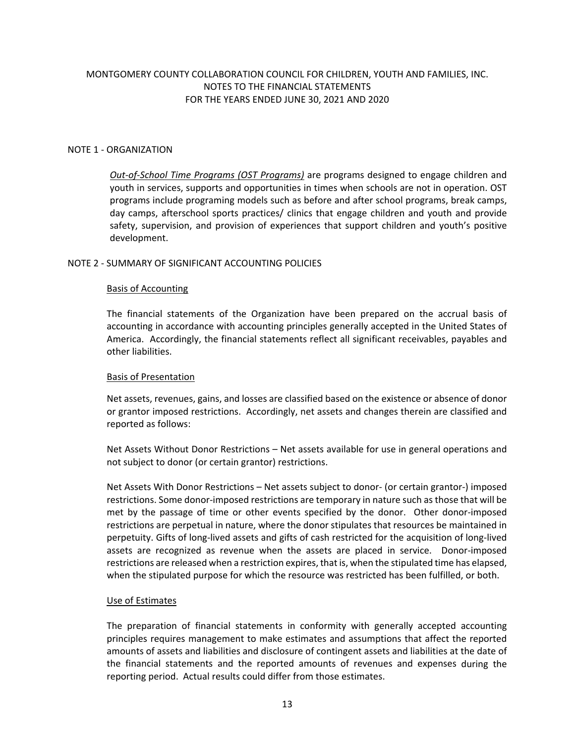MONTGOMERY COUNTY COLLABORATION COUNCIL FOR CHILDREN, YOUTH AND FAMILIES, INC.
NOTES TO THE FINANCIAL STATEMENTS
FOR THE YEARS ENDED JUNE 30, 2021 AND 2020

## NOTE 1 - ORGANIZATION

***Out-of-School Time Programs (OST Programs)*** are programs designed to engage children and youth in services, supports and opportunities in times when schools are not in operation. OST programs include programing models such as before and after school programs, break camps, day camps, afterschool sports practices/ clinics that engage children and youth and provide safety, supervision, and provision of experiences that support children and youth's positive development.

## NOTE 2 - SUMMARY OF SIGNIFICANT ACCOUNTING POLICIES

### Basis of Accounting

The financial statements of the Organization have been prepared on the accrual basis of accounting in accordance with accounting principles generally accepted in the United States of America. Accordingly, the financial statements reflect all significant receivables, payables and other liabilities.

### Basis of Presentation

Net assets, revenues, gains, and losses are classified based on the existence or absence of donor or grantor imposed restrictions. Accordingly, net assets and changes therein are classified and reported as follows:

Net Assets Without Donor Restrictions – Net assets available for use in general operations and not subject to donor (or certain grantor) restrictions.

Net Assets With Donor Restrictions – Net assets subject to donor- (or certain grantor-) imposed restrictions. Some donor-imposed restrictions are temporary in nature such as those that will be met by the passage of time or other events specified by the donor. Other donor-imposed restrictions are perpetual in nature, where the donor stipulates that resources be maintained in perpetuity. Gifts of long-lived assets and gifts of cash restricted for the acquisition of long-lived assets are recognized as revenue when the assets are placed in service. Donor-imposed restrictions are released when a restriction expires, that is, when the stipulated time has elapsed, when the stipulated purpose for which the resource was restricted has been fulfilled, or both.

### Use of Estimates

The preparation of financial statements in conformity with generally accepted accounting principles requires management to make estimates and assumptions that affect the reported amounts of assets and liabilities and disclosure of contingent assets and liabilities at the date of the financial statements and the reported amounts of revenues and expenses during the reporting period. Actual results could differ from those estimates.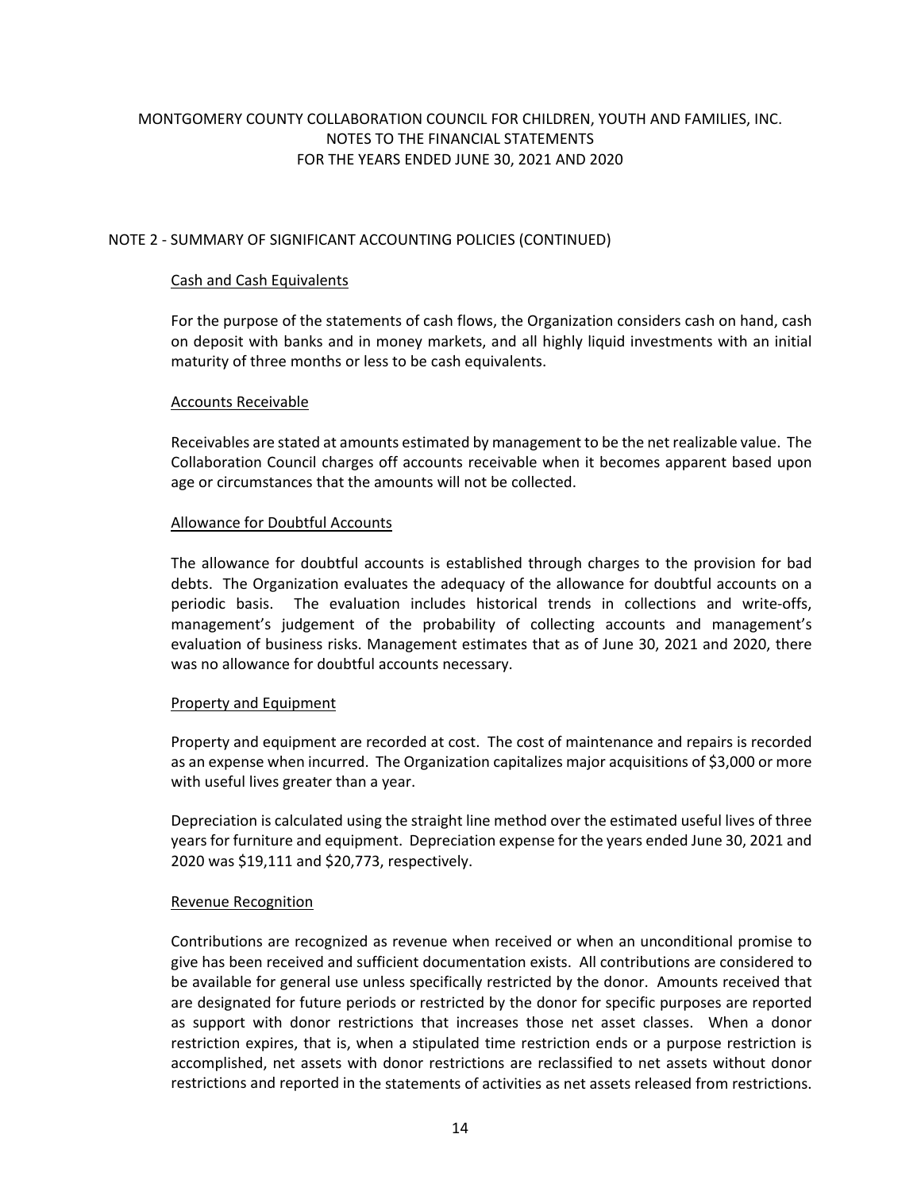MONTGOMERY COUNTY COLLABORATION COUNCIL FOR CHILDREN, YOUTH AND FAMILIES, INC.
NOTES TO THE FINANCIAL STATEMENTS
FOR THE YEARS ENDED JUNE 30, 2021 AND 2020

## NOTE 2 - SUMMARY OF SIGNIFICANT ACCOUNTING POLICIES (CONTINUED)

### Cash and Cash Equivalents

For the purpose of the statements of cash flows, the Organization considers cash on hand, cash on deposit with banks and in money markets, and all highly liquid investments with an initial maturity of three months or less to be cash equivalents.

### Accounts Receivable

Receivables are stated at amounts estimated by management to be the net realizable value. The Collaboration Council charges off accounts receivable when it becomes apparent based upon age or circumstances that the amounts will not be collected.

### Allowance for Doubtful Accounts

The allowance for doubtful accounts is established through charges to the provision for bad debts. The Organization evaluates the adequacy of the allowance for doubtful accounts on a periodic basis. The evaluation includes historical trends in collections and write-offs, management's judgement of the probability of collecting accounts and management's evaluation of business risks. Management estimates that as of June 30, 2021 and 2020, there was no allowance for doubtful accounts necessary.

### Property and Equipment

Property and equipment are recorded at cost. The cost of maintenance and repairs is recorded as an expense when incurred. The Organization capitalizes major acquisitions of $3,000 or more with useful lives greater than a year.

Depreciation is calculated using the straight line method over the estimated useful lives of three years for furniture and equipment. Depreciation expense for the years ended June 30, 2021 and 2020 was $19,111 and $20,773, respectively.

### Revenue Recognition

Contributions are recognized as revenue when received or when an unconditional promise to give has been received and sufficient documentation exists. All contributions are considered to be available for general use unless specifically restricted by the donor. Amounts received that are designated for future periods or restricted by the donor for specific purposes are reported as support with donor restrictions that increases those net asset classes. When a donor restriction expires, that is, when a stipulated time restriction ends or a purpose restriction is accomplished, net assets with donor restrictions are reclassified to net assets without donor restrictions and reported in the statements of activities as net assets released from restrictions.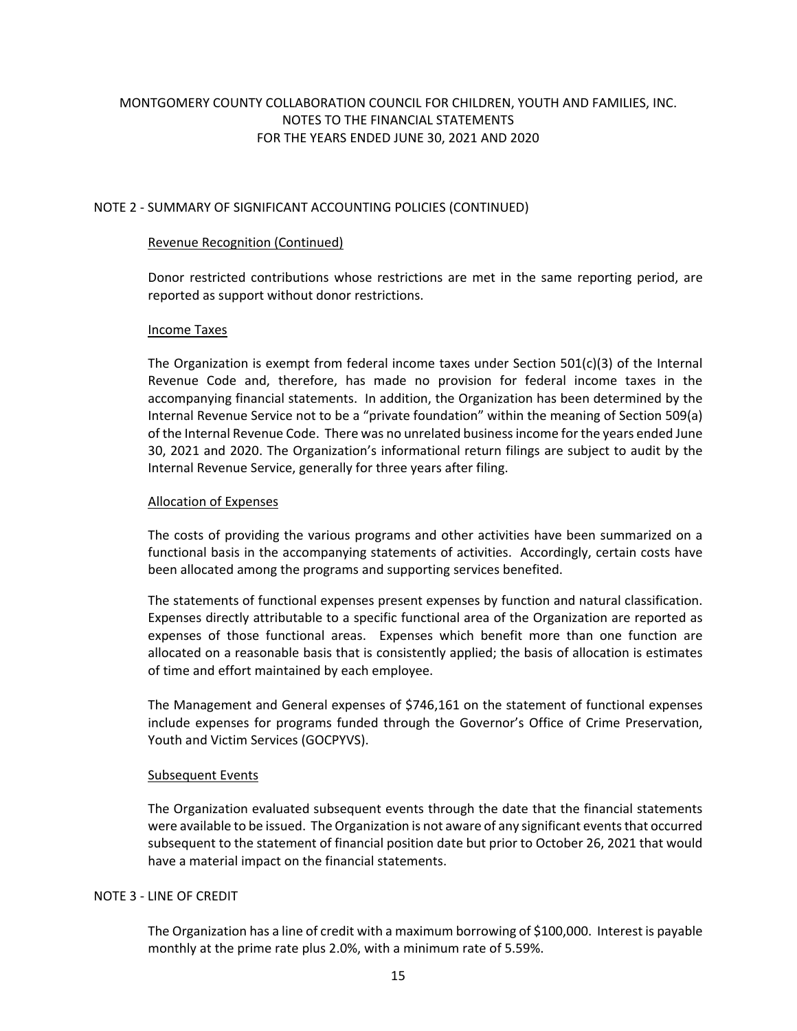MONTGOMERY COUNTY COLLABORATION COUNCIL FOR CHILDREN, YOUTH AND FAMILIES, INC.
NOTES TO THE FINANCIAL STATEMENTS
FOR THE YEARS ENDED JUNE 30, 2021 AND 2020

## NOTE 2 - SUMMARY OF SIGNIFICANT ACCOUNTING POLICIES (CONTINUED)

### Revenue Recognition (Continued)

Donor restricted contributions whose restrictions are met in the same reporting period, are reported as support without donor restrictions.

### Income Taxes

The Organization is exempt from federal income taxes under Section 501(c)(3) of the Internal Revenue Code and, therefore, has made no provision for federal income taxes in the accompanying financial statements. In addition, the Organization has been determined by the Internal Revenue Service not to be a "private foundation" within the meaning of Section 509(a) of the Internal Revenue Code. There was no unrelated business income for the years ended June 30, 2021 and 2020. The Organization's informational return filings are subject to audit by the Internal Revenue Service, generally for three years after filing.

### Allocation of Expenses

The costs of providing the various programs and other activities have been summarized on a functional basis in the accompanying statements of activities. Accordingly, certain costs have been allocated among the programs and supporting services benefited.

The statements of functional expenses present expenses by function and natural classification. Expenses directly attributable to a specific functional area of the Organization are reported as expenses of those functional areas. Expenses which benefit more than one function are allocated on a reasonable basis that is consistently applied; the basis of allocation is estimates of time and effort maintained by each employee.

The Management and General expenses of $746,161 on the statement of functional expenses include expenses for programs funded through the Governor's Office of Crime Preservation, Youth and Victim Services (GOCPYVS).

### Subsequent Events

The Organization evaluated subsequent events through the date that the financial statements were available to be issued. The Organization is not aware of any significant events that occurred subsequent to the statement of financial position date but prior to October 26, 2021 that would have a material impact on the financial statements.

## NOTE 3 - LINE OF CREDIT

The Organization has a line of credit with a maximum borrowing of $100,000. Interest is payable monthly at the prime rate plus 2.0%, with a minimum rate of 5.59%.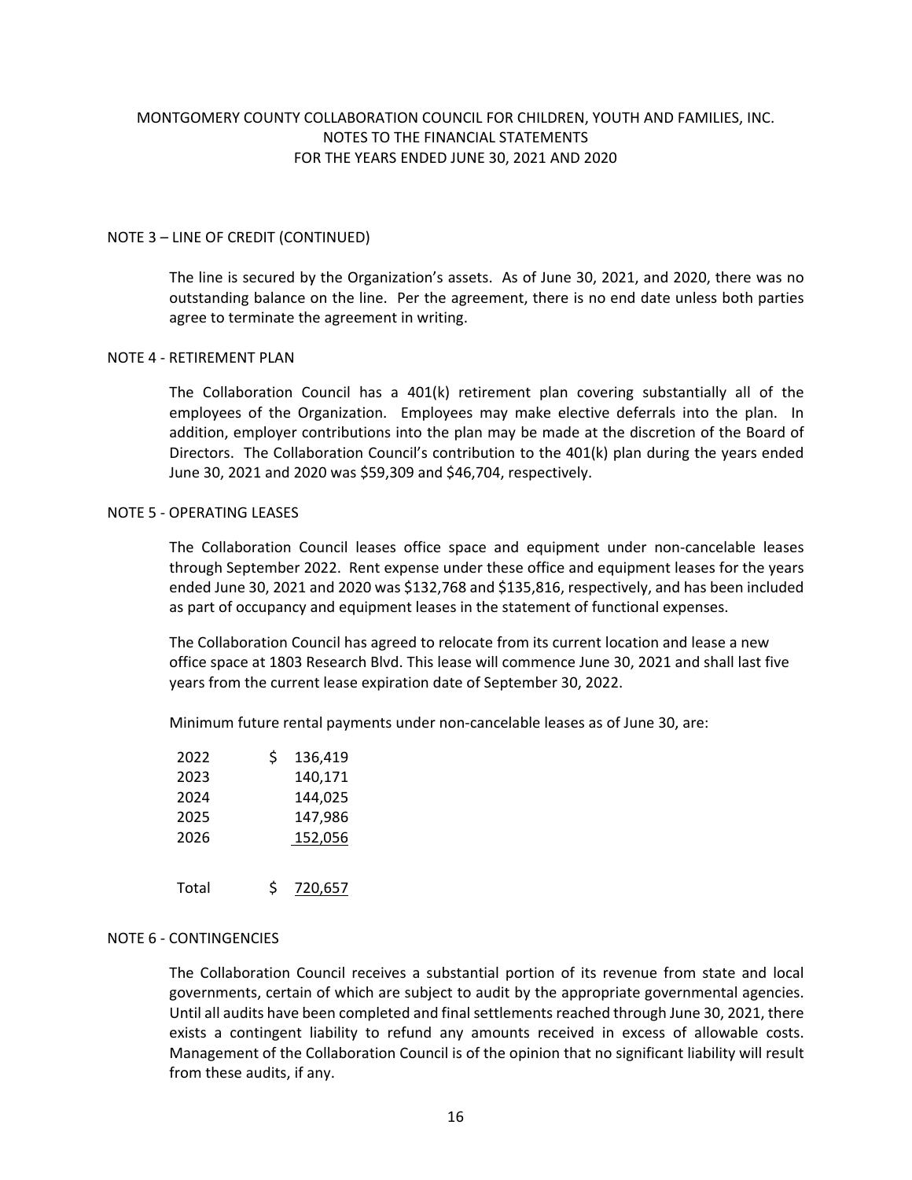MONTGOMERY COUNTY COLLABORATION COUNCIL FOR CHILDREN, YOUTH AND FAMILIES, INC.
NOTES TO THE FINANCIAL STATEMENTS
FOR THE YEARS ENDED JUNE 30, 2021 AND 2020

## NOTE 3 – LINE OF CREDIT (CONTINUED)

The line is secured by the Organization's assets. As of June 30, 2021, and 2020, there was no outstanding balance on the line. Per the agreement, there is no end date unless both parties agree to terminate the agreement in writing.

## NOTE 4 - RETIREMENT PLAN

The Collaboration Council has a 401(k) retirement plan covering substantially all of the employees of the Organization. Employees may make elective deferrals into the plan. In addition, employer contributions into the plan may be made at the discretion of the Board of Directors. The Collaboration Council's contribution to the 401(k) plan during the years ended June 30, 2021 and 2020 was $59,309 and $46,704, respectively.

## NOTE 5 - OPERATING LEASES

The Collaboration Council leases office space and equipment under non-cancelable leases through September 2022. Rent expense under these office and equipment leases for the years ended June 30, 2021 and 2020 was $132,768 and $135,816, respectively, and has been included as part of occupancy and equipment leases in the statement of functional expenses.

The Collaboration Council has agreed to relocate from its current location and lease a new office space at 1803 Research Blvd. This lease will commence June 30, 2021 and shall last five years from the current lease expiration date of September 30, 2022.

Minimum future rental payments under non-cancelable leases as of June 30, are:

| Year | Amount |
|---|---|
| 2022 | $ 136,419 |
| 2023 | 140,171 |
| 2024 | 144,025 |
| 2025 | 147,986 |
| 2026 | 152,056 |
| Total | $ 720,657 |

## NOTE 6 - CONTINGENCIES

The Collaboration Council receives a substantial portion of its revenue from state and local governments, certain of which are subject to audit by the appropriate governmental agencies. Until all audits have been completed and final settlements reached through June 30, 2021, there exists a contingent liability to refund any amounts received in excess of allowable costs. Management of the Collaboration Council is of the opinion that no significant liability will result from these audits, if any.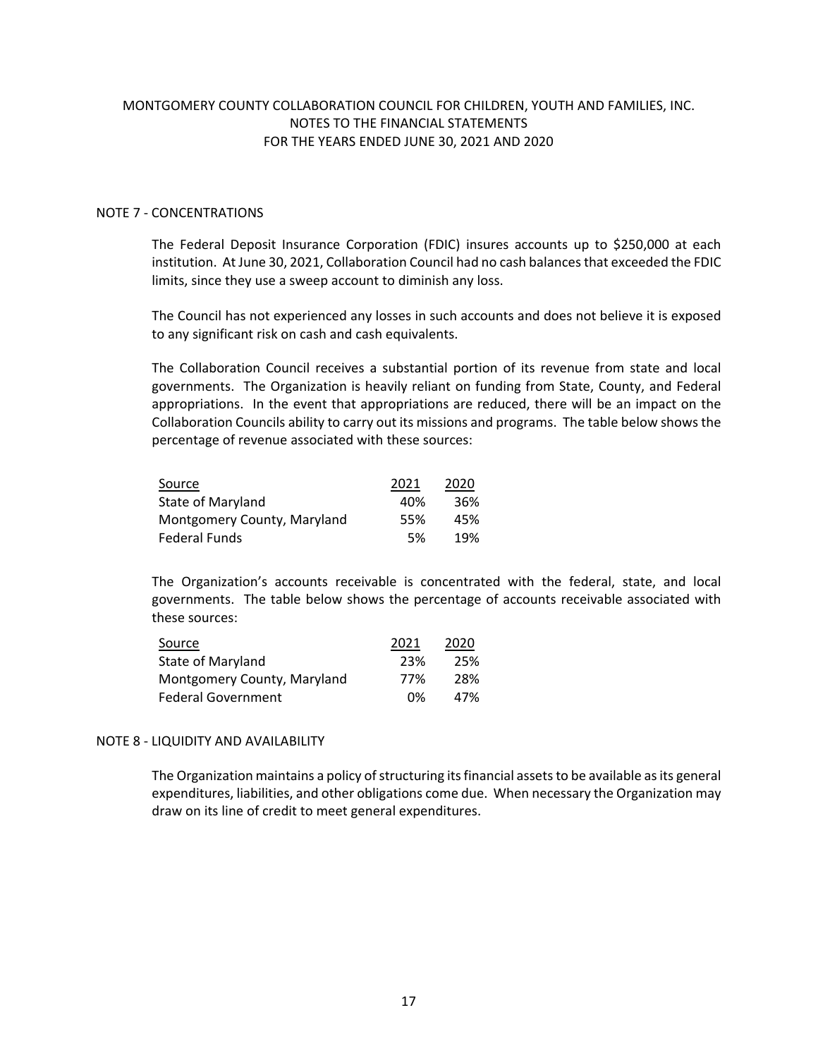MONTGOMERY COUNTY COLLABORATION COUNCIL FOR CHILDREN, YOUTH AND FAMILIES, INC.
NOTES TO THE FINANCIAL STATEMENTS
FOR THE YEARS ENDED JUNE 30, 2021 AND 2020

## NOTE 7 - CONCENTRATIONS

The Federal Deposit Insurance Corporation (FDIC) insures accounts up to $250,000 at each institution. At June 30, 2021, Collaboration Council had no cash balances that exceeded the FDIC limits, since they use a sweep account to diminish any loss.

The Council has not experienced any losses in such accounts and does not believe it is exposed to any significant risk on cash and cash equivalents.

The Collaboration Council receives a substantial portion of its revenue from state and local governments. The Organization is heavily reliant on funding from State, County, and Federal appropriations. In the event that appropriations are reduced, there will be an impact on the Collaboration Councils ability to carry out its missions and programs. The table below shows the percentage of revenue associated with these sources:

| Source | 2021 | 2020 |
|---|---|---|
| State of Maryland | 40% | 36% |
| Montgomery County, Maryland | 55% | 45% |
| Federal Funds | 5% | 19% |

The Organization's accounts receivable is concentrated with the federal, state, and local governments. The table below shows the percentage of accounts receivable associated with these sources:

| Source | 2021 | 2020 |
|---|---|---|
| State of Maryland | 23% | 25% |
| Montgomery County, Maryland | 77% | 28% |
| Federal Government | 0% | 47% |

## NOTE 8 - LIQUIDITY AND AVAILABILITY

The Organization maintains a policy of structuring its financial assets to be available as its general expenditures, liabilities, and other obligations come due. When necessary the Organization may draw on its line of credit to meet general expenditures.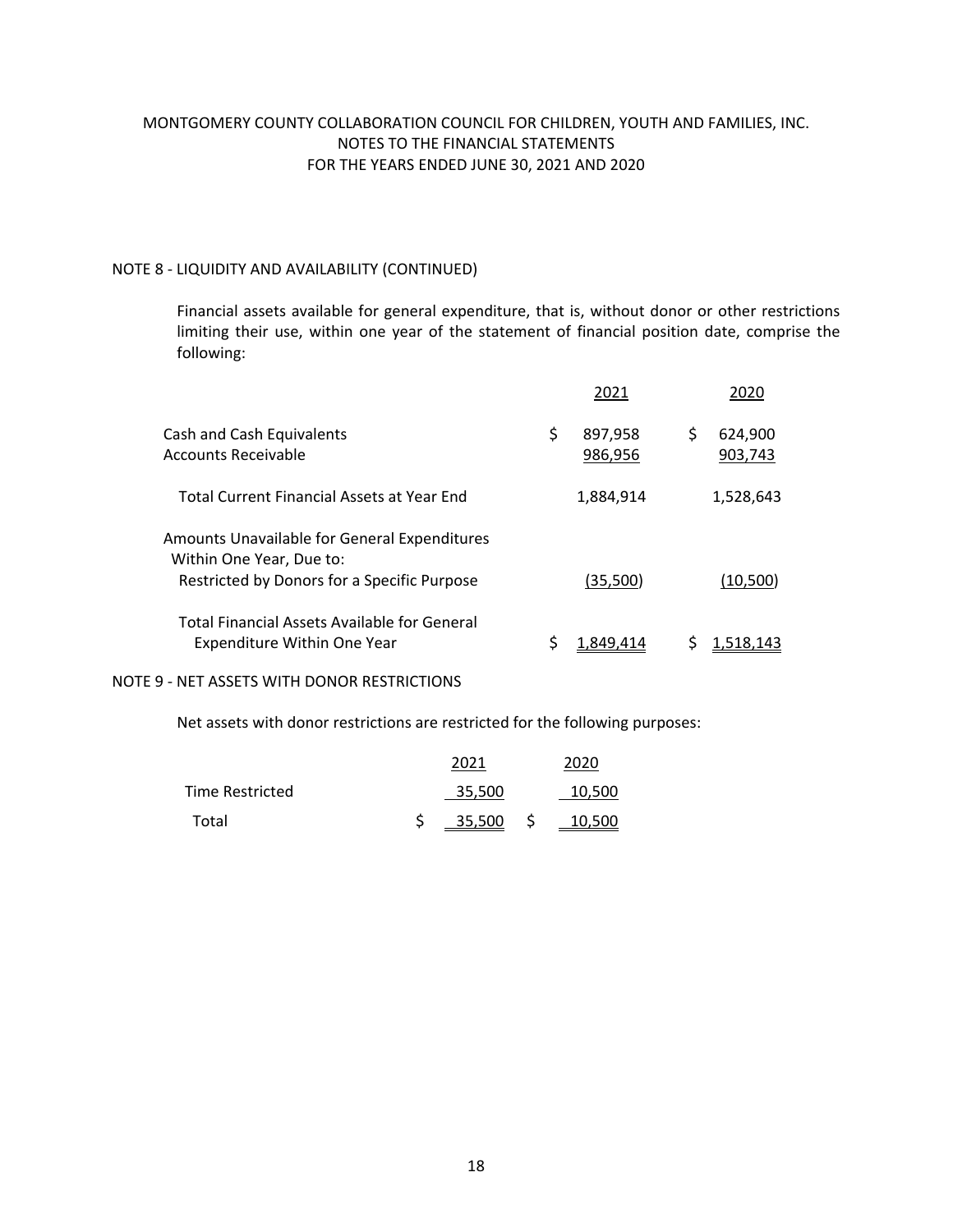MONTGOMERY COUNTY COLLABORATION COUNCIL FOR CHILDREN, YOUTH AND FAMILIES, INC.
NOTES TO THE FINANCIAL STATEMENTS
FOR THE YEARS ENDED JUNE 30, 2021 AND 2020

## NOTE 8 - LIQUIDITY AND AVAILABILITY (CONTINUED)

Financial assets available for general expenditure, that is, without donor or other restrictions limiting their use, within one year of the statement of financial position date, comprise the following:

| | 2021 | 2020 |
|---|---|---|
| Cash and Cash Equivalents | $ 897,958 | $ 624,900 |
| Accounts Receivable | 986,956 | 903,743 |
| Total Current Financial Assets at Year End | 1,884,914 | 1,528,643 |
| Amounts Unavailable for General Expenditures Within One Year, Due to: | | |
| Restricted by Donors for a Specific Purpose | (35,500) | (10,500) |
| Total Financial Assets Available for General Expenditure Within One Year | $ 1,849,414 | $ 1,518,143 |

## NOTE 9 - NET ASSETS WITH DONOR RESTRICTIONS

Net assets with donor restrictions are restricted for the following purposes:

| | 2021 | 2020 |
|---|---|---|
| Time Restricted | 35,500 | 10,500 |
| Total | $ 35,500 | $ 10,500 |